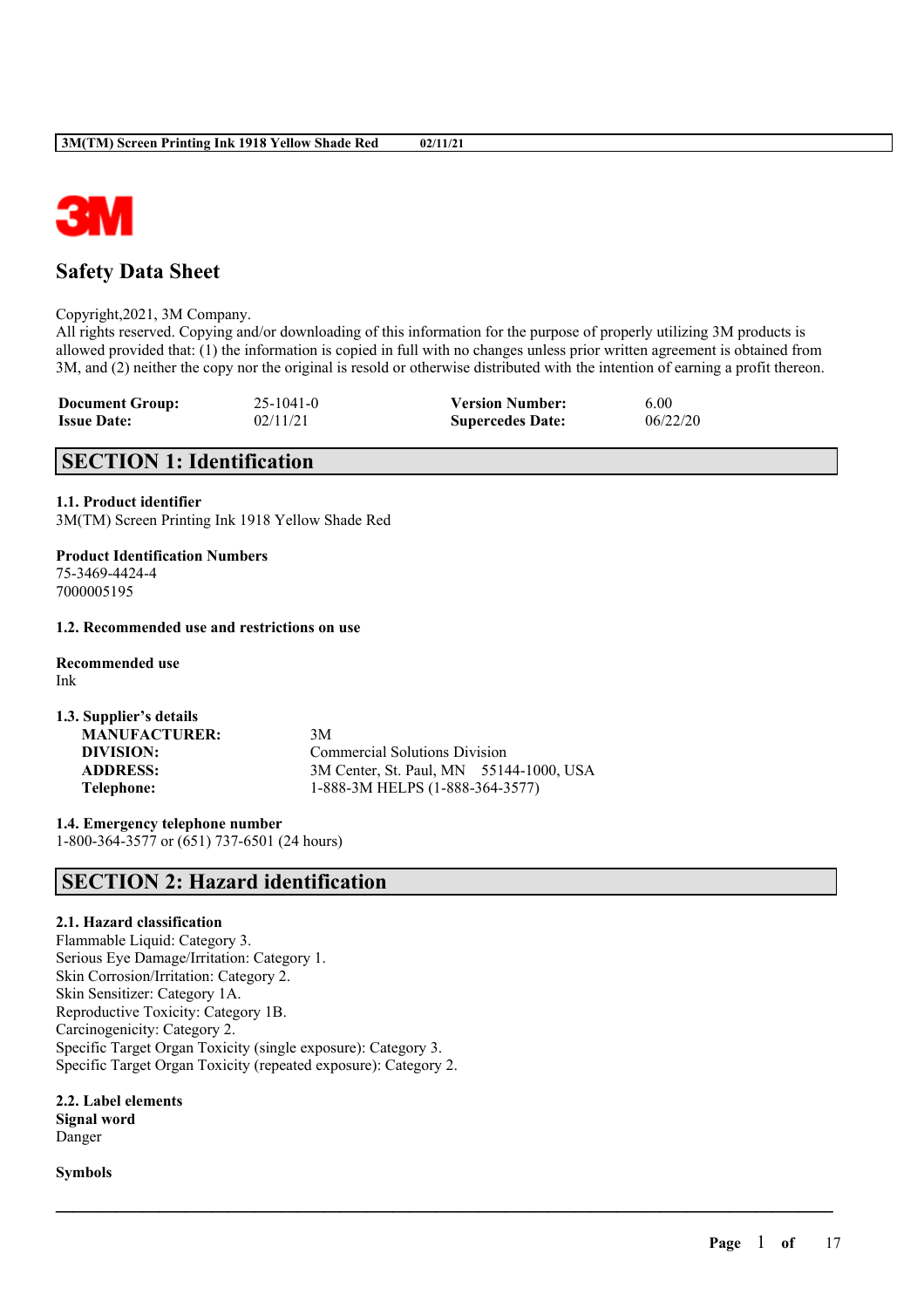# Safety Data Sheet

Copyright,2021, 3M Company.
All rights reserved. Copying and/or downloading of this information for the purpose of properly utilizing 3M products is allowed provided that: (1) the information is copied in full with no changes unless prior written agreement is obtained from 3M, and (2) neither the copy nor the original is resold or otherwise distributed with the intention of earning a profit thereon.

| | | | |
|---|---|---|---|
| **Document Group:** | 25-1041-0 | **Version Number:** | 6.00 |
| **Issue Date:** | 02/11/21 | **Supercedes Date:** | 06/22/20 |

## SECTION 1: Identification

**1.1. Product identifier**
3M(TM) Screen Printing Ink 1918 Yellow Shade Red

**Product Identification Numbers**
75-3469-4424-4
7000005195

**1.2. Recommended use and restrictions on use**

**Recommended use**
Ink

**1.3. Supplier's details**

| | |
|---|---|
| **MANUFACTURER:** | 3M |
| **DIVISION:** | Commercial Solutions Division |
| **ADDRESS:** | 3M Center, St. Paul, MN 55144-1000, USA |
| **Telephone:** | 1-888-3M HELPS (1-888-364-3577) |

**1.4. Emergency telephone number**
1-800-364-3577 or (651) 737-6501 (24 hours)

## SECTION 2: Hazard identification

**2.1. Hazard classification**
Flammable Liquid: Category 3.
Serious Eye Damage/Irritation: Category 1.
Skin Corrosion/Irritation: Category 2.
Skin Sensitizer: Category 1A.
Reproductive Toxicity: Category 1B.
Carcinogenicity: Category 2.
Specific Target Organ Toxicity (single exposure): Category 3.
Specific Target Organ Toxicity (repeated exposure): Category 2.

**2.2. Label elements**
**Signal word**
Danger

**Symbols**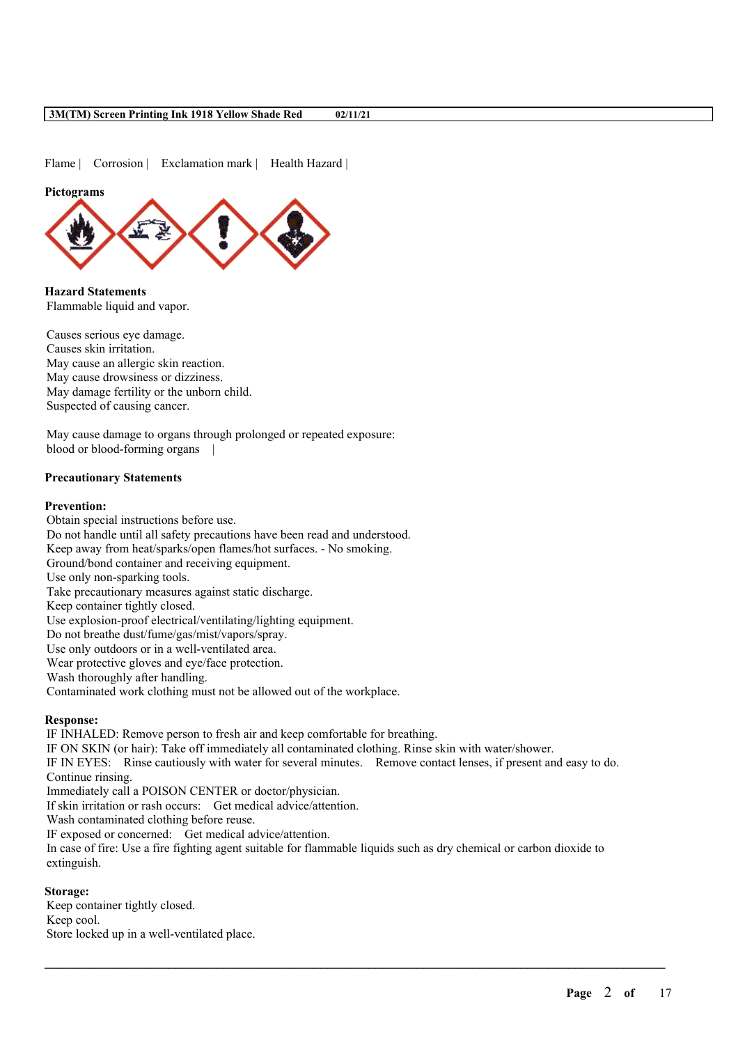Flame | Corrosion | Exclamation mark | Health Hazard |

**Pictograms**

**Hazard Statements**
Flammable liquid and vapor.

Causes serious eye damage.
Causes skin irritation.
May cause an allergic skin reaction.
May cause drowsiness or dizziness.
May damage fertility or the unborn child.
Suspected of causing cancer.

May cause damage to organs through prolonged or repeated exposure:
blood or blood-forming organs |

**Precautionary Statements**

**Prevention:**
Obtain special instructions before use.
Do not handle until all safety precautions have been read and understood.
Keep away from heat/sparks/open flames/hot surfaces. - No smoking.
Ground/bond container and receiving equipment.
Use only non-sparking tools.
Take precautionary measures against static discharge.
Keep container tightly closed.
Use explosion-proof electrical/ventilating/lighting equipment.
Do not breathe dust/fume/gas/mist/vapors/spray.
Use only outdoors or in a well-ventilated area.
Wear protective gloves and eye/face protection.
Wash thoroughly after handling.
Contaminated work clothing must not be allowed out of the workplace.

**Response:**
IF INHALED: Remove person to fresh air and keep comfortable for breathing.
IF ON SKIN (or hair): Take off immediately all contaminated clothing. Rinse skin with water/shower.
IF IN EYES: Rinse cautiously with water for several minutes. Remove contact lenses, if present and easy to do. Continue rinsing.
Immediately call a POISON CENTER or doctor/physician.
If skin irritation or rash occurs: Get medical advice/attention.
Wash contaminated clothing before reuse.
IF exposed or concerned: Get medical advice/attention.
In case of fire: Use a fire fighting agent suitable for flammable liquids such as dry chemical or carbon dioxide to extinguish.

**Storage:**
Keep container tightly closed.
Keep cool.
Store locked up in a well-ventilated place.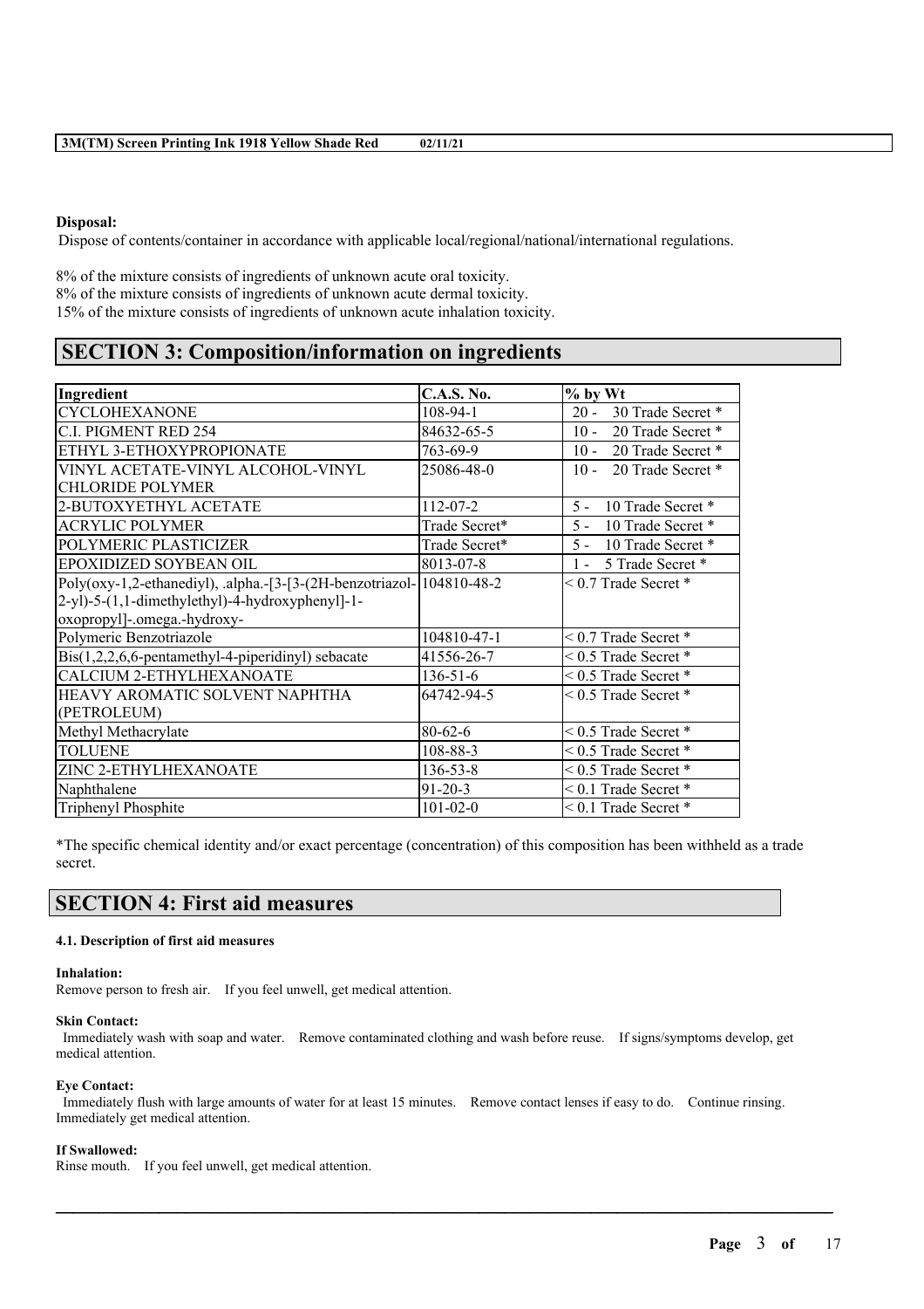**Disposal:**

Dispose of contents/container in accordance with applicable local/regional/national/international regulations.

8% of the mixture consists of ingredients of unknown acute oral toxicity.
8% of the mixture consists of ingredients of unknown acute dermal toxicity.
15% of the mixture consists of ingredients of unknown acute inhalation toxicity.

## SECTION 3: Composition/information on ingredients

| Ingredient | C.A.S. No. | % by Wt |
| --- | --- | --- |
| CYCLOHEXANONE | 108-94-1 | 20 - 30 Trade Secret * |
| C.I. PIGMENT RED 254 | 84632-65-5 | 10 - 20 Trade Secret * |
| ETHYL 3-ETHOXYPROPIONATE | 763-69-9 | 10 - 20 Trade Secret * |
| VINYL ACETATE-VINYL ALCOHOL-VINYL CHLORIDE POLYMER | 25086-48-0 | 10 - 20 Trade Secret * |
| 2-BUTOXYETHYL ACETATE | 112-07-2 | 5 - 10 Trade Secret * |
| ACRYLIC POLYMER | Trade Secret* | 5 - 10 Trade Secret * |
| POLYMERIC PLASTICIZER | Trade Secret* | 5 - 10 Trade Secret * |
| EPOXIDIZED SOYBEAN OIL | 8013-07-8 | 1 - 5 Trade Secret * |
| Poly(oxy-1,2-ethanediyl), .alpha.-[3-[3-(2H-benzotriazol-2-yl)-5-(1,1-dimethylethyl)-4-hydroxyphenyl]-1-oxopropyl]-.omega.-hydroxy- | 104810-48-2 | < 0.7 Trade Secret * |
| Polymeric Benzotriazole | 104810-47-1 | < 0.7 Trade Secret * |
| Bis(1,2,2,6,6-pentamethyl-4-piperidinyl) sebacate | 41556-26-7 | < 0.5 Trade Secret * |
| CALCIUM 2-ETHYLHEXANOATE | 136-51-6 | < 0.5 Trade Secret * |
| HEAVY AROMATIC SOLVENT NAPHTHA (PETROLEUM) | 64742-94-5 | < 0.5 Trade Secret * |
| Methyl Methacrylate | 80-62-6 | < 0.5 Trade Secret * |
| TOLUENE | 108-88-3 | < 0.5 Trade Secret * |
| ZINC 2-ETHYLHEXANOATE | 136-53-8 | < 0.5 Trade Secret * |
| Naphthalene | 91-20-3 | < 0.1 Trade Secret * |
| Triphenyl Phosphite | 101-02-0 | < 0.1 Trade Secret * |

*The specific chemical identity and/or exact percentage (concentration) of this composition has been withheld as a trade secret.

## SECTION 4: First aid measures

#### 4.1. Description of first aid measures

**Inhalation:**
Remove person to fresh air. If you feel unwell, get medical attention.

**Skin Contact:**
Immediately wash with soap and water. Remove contaminated clothing and wash before reuse. If signs/symptoms develop, get medical attention.

**Eye Contact:**
Immediately flush with large amounts of water for at least 15 minutes. Remove contact lenses if easy to do. Continue rinsing. Immediately get medical attention.

**If Swallowed:**
Rinse mouth. If you feel unwell, get medical attention.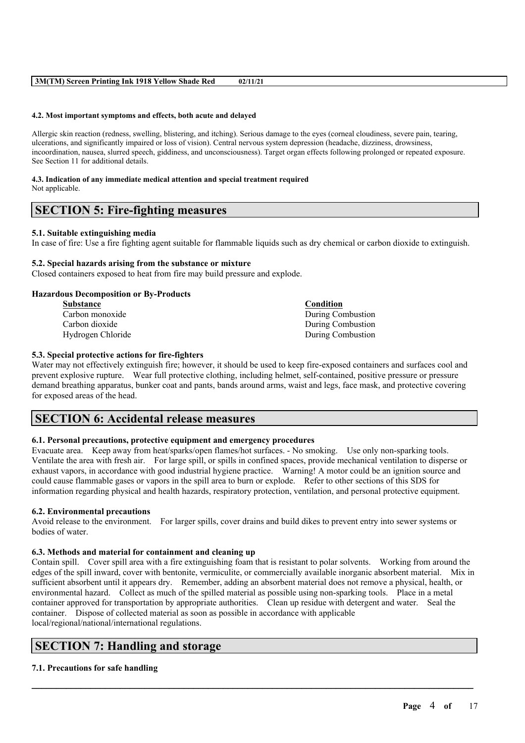#### 4.2. Most important symptoms and effects, both acute and delayed

Allergic skin reaction (redness, swelling, blistering, and itching). Serious damage to the eyes (corneal cloudiness, severe pain, tearing, ulcerations, and significantly impaired or loss of vision). Central nervous system depression (headache, dizziness, drowsiness, incoordination, nausea, slurred speech, giddiness, and unconsciousness). Target organ effects following prolonged or repeated exposure. See Section 11 for additional details.

#### 4.3. Indication of any immediate medical attention and special treatment required

Not applicable.

## SECTION 5: Fire-fighting measures

#### 5.1. Suitable extinguishing media

In case of fire: Use a fire fighting agent suitable for flammable liquids such as dry chemical or carbon dioxide to extinguish.

#### 5.2. Special hazards arising from the substance or mixture

Closed containers exposed to heat from fire may build pressure and explode.

**Hazardous Decomposition or By-Products**

| Substance | Condition |
|---|---|
| Carbon monoxide | During Combustion |
| Carbon dioxide | During Combustion |
| Hydrogen Chloride | During Combustion |

#### 5.3. Special protective actions for fire-fighters

Water may not effectively extinguish fire; however, it should be used to keep fire-exposed containers and surfaces cool and prevent explosive rupture. Wear full protective clothing, including helmet, self-contained, positive pressure or pressure demand breathing apparatus, bunker coat and pants, bands around arms, waist and legs, face mask, and protective covering for exposed areas of the head.

## SECTION 6: Accidental release measures

#### 6.1. Personal precautions, protective equipment and emergency procedures

Evacuate area. Keep away from heat/sparks/open flames/hot surfaces. - No smoking. Use only non-sparking tools. Ventilate the area with fresh air. For large spill, or spills in confined spaces, provide mechanical ventilation to disperse or exhaust vapors, in accordance with good industrial hygiene practice. Warning! A motor could be an ignition source and could cause flammable gases or vapors in the spill area to burn or explode. Refer to other sections of this SDS for information regarding physical and health hazards, respiratory protection, ventilation, and personal protective equipment.

#### 6.2. Environmental precautions

Avoid release to the environment. For larger spills, cover drains and build dikes to prevent entry into sewer systems or bodies of water.

#### 6.3. Methods and material for containment and cleaning up

Contain spill. Cover spill area with a fire extinguishing foam that is resistant to polar solvents. Working from around the edges of the spill inward, cover with bentonite, vermiculite, or commercially available inorganic absorbent material. Mix in sufficient absorbent until it appears dry. Remember, adding an absorbent material does not remove a physical, health, or environmental hazard. Collect as much of the spilled material as possible using non-sparking tools. Place in a metal container approved for transportation by appropriate authorities. Clean up residue with detergent and water. Seal the container. Dispose of collected material as soon as possible in accordance with applicable local/regional/national/international regulations.

## SECTION 7: Handling and storage

#### 7.1. Precautions for safe handling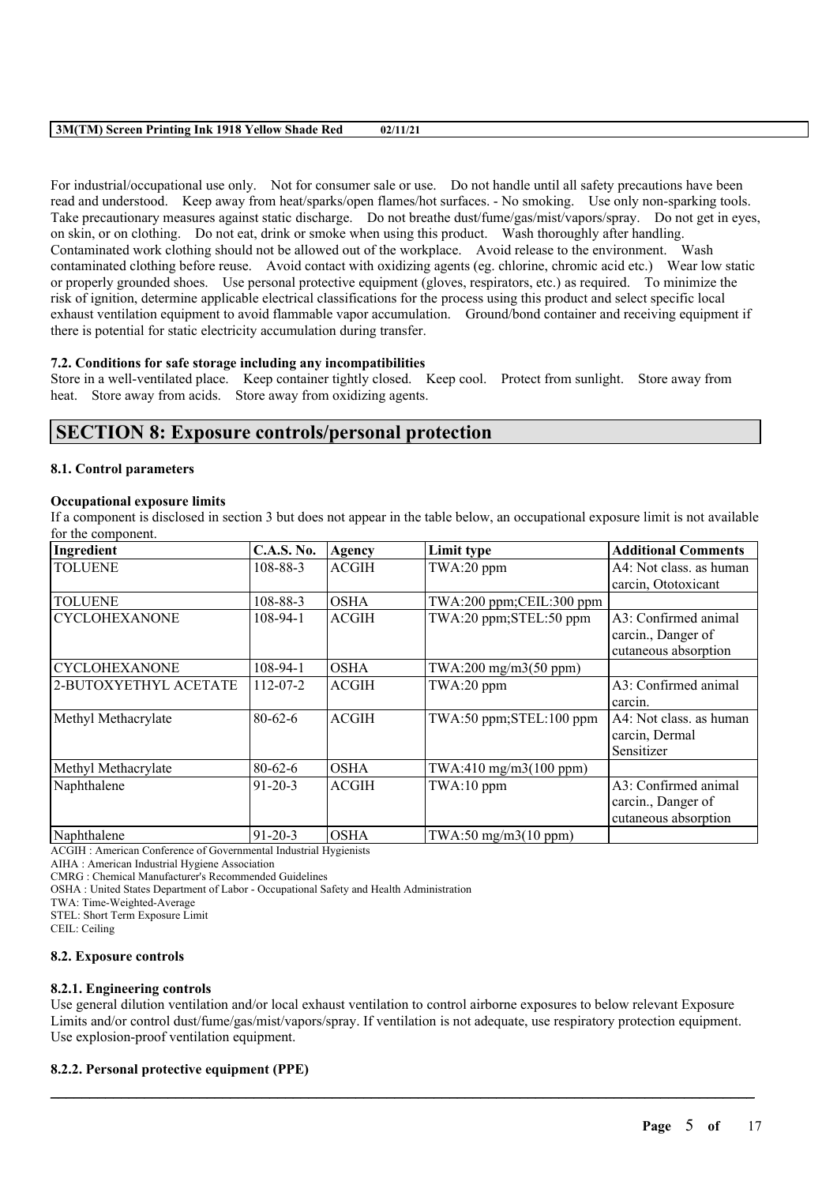For industrial/occupational use only. Not for consumer sale or use. Do not handle until all safety precautions have been read and understood. Keep away from heat/sparks/open flames/hot surfaces. - No smoking. Use only non-sparking tools. Take precautionary measures against static discharge. Do not breathe dust/fume/gas/mist/vapors/spray. Do not get in eyes, on skin, or on clothing. Do not eat, drink or smoke when using this product. Wash thoroughly after handling. Contaminated work clothing should not be allowed out of the workplace. Avoid release to the environment. Wash contaminated clothing before reuse. Avoid contact with oxidizing agents (eg. chlorine, chromic acid etc.) Wear low static or properly grounded shoes. Use personal protective equipment (gloves, respirators, etc.) as required. To minimize the risk of ignition, determine applicable electrical classifications for the process using this product and select specific local exhaust ventilation equipment to avoid flammable vapor accumulation. Ground/bond container and receiving equipment if there is potential for static electricity accumulation during transfer.

### 7.2. Conditions for safe storage including any incompatibilities

Store in a well-ventilated place. Keep container tightly closed. Keep cool. Protect from sunlight. Store away from heat. Store away from acids. Store away from oxidizing agents.

## SECTION 8: Exposure controls/personal protection

### 8.1. Control parameters

**Occupational exposure limits**

If a component is disclosed in section 3 but does not appear in the table below, an occupational exposure limit is not available for the component.

| Ingredient | C.A.S. No. | Agency | Limit type | Additional Comments |
|---|---|---|---|---|
| TOLUENE | 108-88-3 | ACGIH | TWA:20 ppm | A4: Not class. as human carcin, Ototoxicant |
| TOLUENE | 108-88-3 | OSHA | TWA:200 ppm;CEIL:300 ppm | |
| CYCLOHEXANONE | 108-94-1 | ACGIH | TWA:20 ppm;STEL:50 ppm | A3: Confirmed animal carcin., Danger of cutaneous absorption |
| CYCLOHEXANONE | 108-94-1 | OSHA | TWA:200 mg/m3(50 ppm) | |
| 2-BUTOXYETHYL ACETATE | 112-07-2 | ACGIH | TWA:20 ppm | A3: Confirmed animal carcin. |
| Methyl Methacrylate | 80-62-6 | ACGIH | TWA:50 ppm;STEL:100 ppm | A4: Not class. as human carcin, Dermal Sensitizer |
| Methyl Methacrylate | 80-62-6 | OSHA | TWA:410 mg/m3(100 ppm) | |
| Naphthalene | 91-20-3 | ACGIH | TWA:10 ppm | A3: Confirmed animal carcin., Danger of cutaneous absorption |
| Naphthalene | 91-20-3 | OSHA | TWA:50 mg/m3(10 ppm) | |

ACGIH : American Conference of Governmental Industrial Hygienists
AIHA : American Industrial Hygiene Association
CMRG : Chemical Manufacturer's Recommended Guidelines
OSHA : United States Department of Labor - Occupational Safety and Health Administration
TWA: Time-Weighted-Average
STEL: Short Term Exposure Limit
CEIL: Ceiling

### 8.2. Exposure controls

#### 8.2.1. Engineering controls

Use general dilution ventilation and/or local exhaust ventilation to control airborne exposures to below relevant Exposure Limits and/or control dust/fume/gas/mist/vapors/spray. If ventilation is not adequate, use respiratory protection equipment. Use explosion-proof ventilation equipment.

#### 8.2.2. Personal protective equipment (PPE)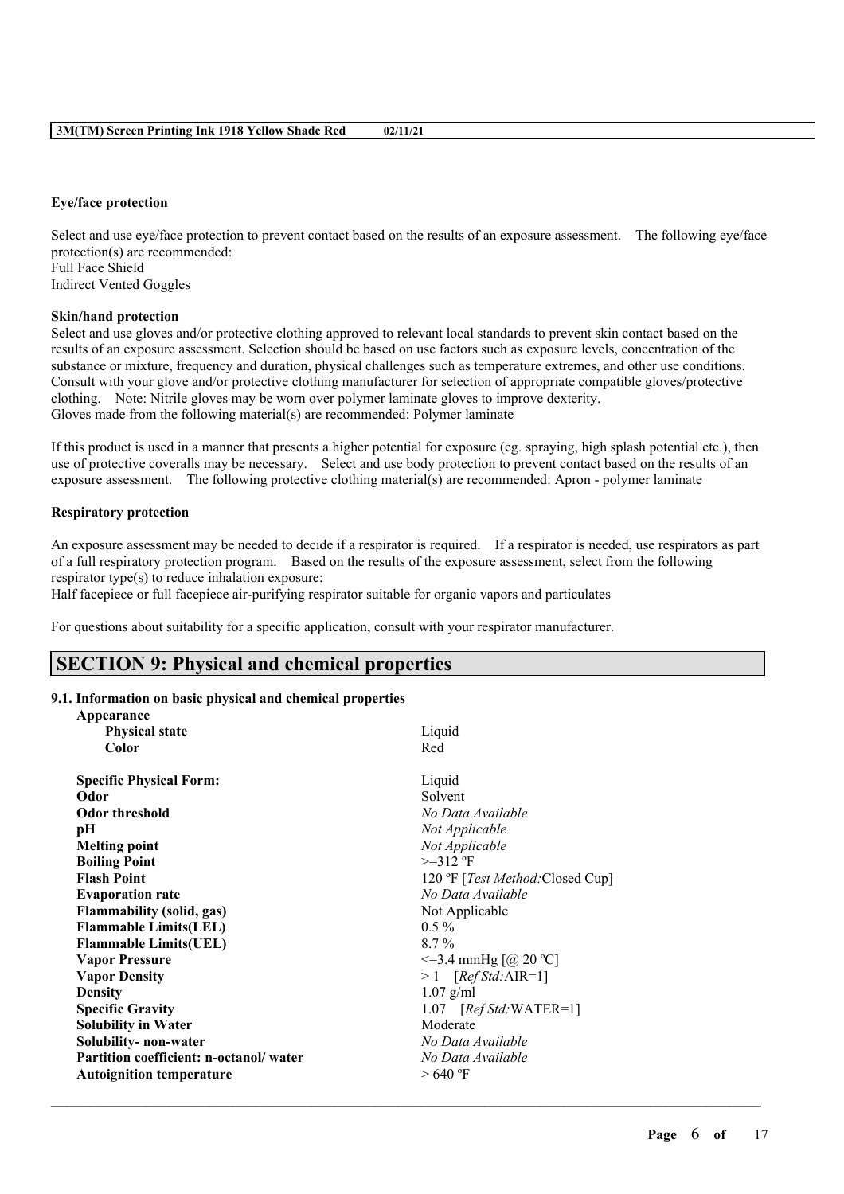**Eye/face protection**

Select and use eye/face protection to prevent contact based on the results of an exposure assessment. The following eye/face protection(s) are recommended:
Full Face Shield
Indirect Vented Goggles

**Skin/hand protection**

Select and use gloves and/or protective clothing approved to relevant local standards to prevent skin contact based on the results of an exposure assessment. Selection should be based on use factors such as exposure levels, concentration of the substance or mixture, frequency and duration, physical challenges such as temperature extremes, and other use conditions. Consult with your glove and/or protective clothing manufacturer for selection of appropriate compatible gloves/protective clothing. Note: Nitrile gloves may be worn over polymer laminate gloves to improve dexterity.
Gloves made from the following material(s) are recommended: Polymer laminate

If this product is used in a manner that presents a higher potential for exposure (eg. spraying, high splash potential etc.), then use of protective coveralls may be necessary. Select and use body protection to prevent contact based on the results of an exposure assessment. The following protective clothing material(s) are recommended: Apron - polymer laminate

**Respiratory protection**

An exposure assessment may be needed to decide if a respirator is required. If a respirator is needed, use respirators as part of a full respiratory protection program. Based on the results of the exposure assessment, select from the following respirator type(s) to reduce inhalation exposure:
Half facepiece or full facepiece air-purifying respirator suitable for organic vapors and particulates

For questions about suitability for a specific application, consult with your respirator manufacturer.

## SECTION 9: Physical and chemical properties

**9.1. Information on basic physical and chemical properties**

| | |
|---|---|
| **Appearance** | |
| **Physical state** | Liquid |
| **Color** | Red |
| **Specific Physical Form:** | Liquid |
| **Odor** | Solvent |
| **Odor threshold** | *No Data Available* |
| **pH** | *Not Applicable* |
| **Melting point** | *Not Applicable* |
| **Boiling Point** | >=312 ºF |
| **Flash Point** | 120 ºF [*Test Method:*Closed Cup] |
| **Evaporation rate** | *No Data Available* |
| **Flammability (solid, gas)** | Not Applicable |
| **Flammable Limits(LEL)** | 0.5 % |
| **Flammable Limits(UEL)** | 8.7 % |
| **Vapor Pressure** | <=3.4 mmHg [@ 20 ºC] |
| **Vapor Density** | > 1 [*Ref Std:*AIR=1] |
| **Density** | 1.07 g/ml |
| **Specific Gravity** | 1.07 [*Ref Std:*WATER=1] |
| **Solubility in Water** | Moderate |
| **Solubility- non-water** | *No Data Available* |
| **Partition coefficient: n-octanol/ water** | *No Data Available* |
| **Autoignition temperature** | > 640 ºF |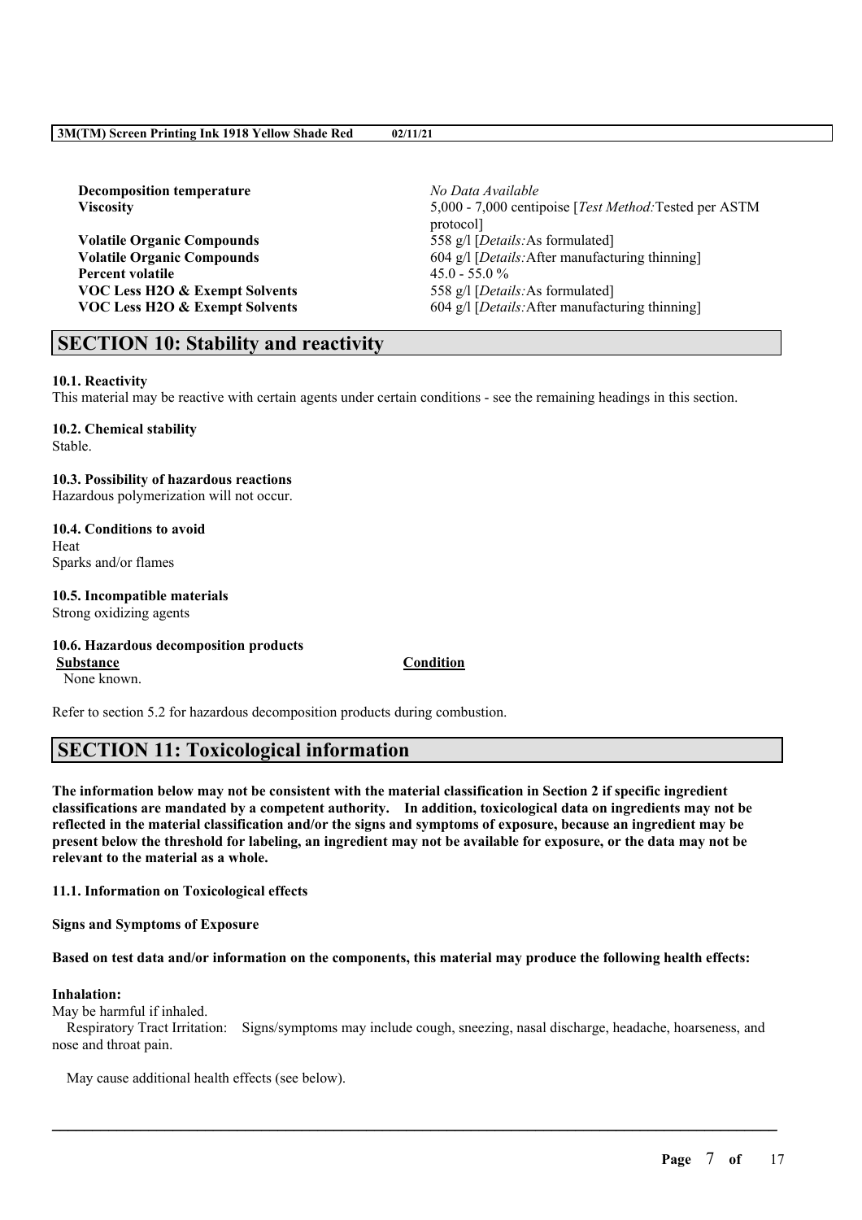| | |
|---|---|
| **Decomposition temperature** | *No Data Available* |
| **Viscosity** | 5,000 - 7,000 centipoise [*Test Method:*Tested per ASTM protocol] |
| **Volatile Organic Compounds** | 558 g/l [*Details:*As formulated] |
| **Volatile Organic Compounds** | 604 g/l [*Details:*After manufacturing thinning] |
| **Percent volatile** | 45.0 - 55.0 % |
| **VOC Less H2O & Exempt Solvents** | 558 g/l [*Details:*As formulated] |
| **VOC Less H2O & Exempt Solvents** | 604 g/l [*Details:*After manufacturing thinning] |

## SECTION 10: Stability and reactivity

**10.1. Reactivity**
This material may be reactive with certain agents under certain conditions - see the remaining headings in this section.

**10.2. Chemical stability**
Stable.

**10.3. Possibility of hazardous reactions**
Hazardous polymerization will not occur.

**10.4. Conditions to avoid**
Heat
Sparks and/or flames

**10.5. Incompatible materials**
Strong oxidizing agents

**10.6. Hazardous decomposition products**

| Substance | Condition |
|---|---|
| None known. | |

Refer to section 5.2 for hazardous decomposition products during combustion.

## SECTION 11: Toxicological information

**The information below may not be consistent with the material classification in Section 2 if specific ingredient classifications are mandated by a competent authority. In addition, toxicological data on ingredients may not be reflected in the material classification and/or the signs and symptoms of exposure, because an ingredient may be present below the threshold for labeling, an ingredient may not be available for exposure, or the data may not be relevant to the material as a whole.**

**11.1. Information on Toxicological effects**

**Signs and Symptoms of Exposure**

**Based on test data and/or information on the components, this material may produce the following health effects:**

**Inhalation:**
May be harmful if inhaled.
Respiratory Tract Irritation: Signs/symptoms may include cough, sneezing, nasal discharge, headache, hoarseness, and nose and throat pain.

May cause additional health effects (see below).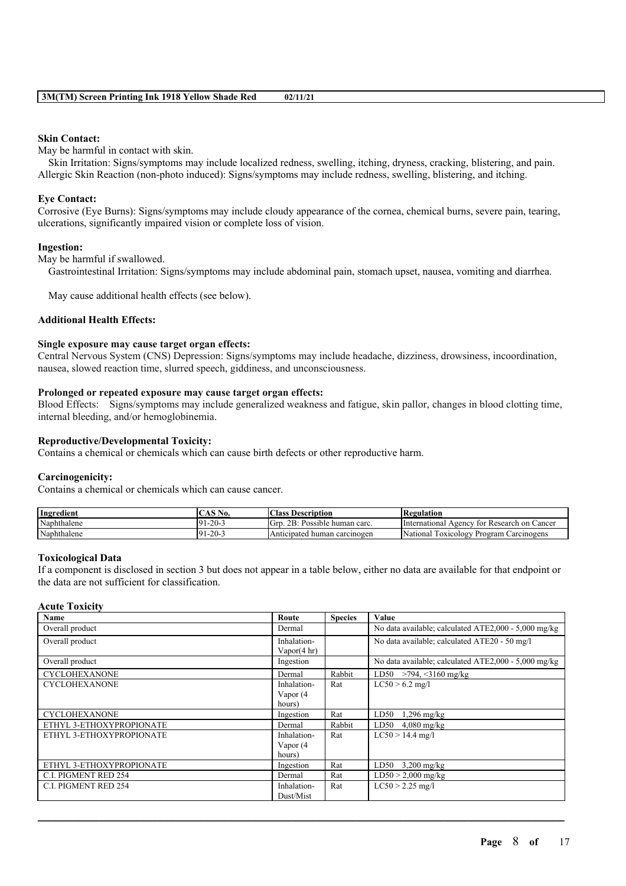**Skin Contact:**
May be harmful in contact with skin.
Skin Irritation: Signs/symptoms may include localized redness, swelling, itching, dryness, cracking, blistering, and pain.
Allergic Skin Reaction (non-photo induced): Signs/symptoms may include redness, swelling, blistering, and itching.

**Eye Contact:**
Corrosive (Eye Burns): Signs/symptoms may include cloudy appearance of the cornea, chemical burns, severe pain, tearing, ulcerations, significantly impaired vision or complete loss of vision.

**Ingestion:**
May be harmful if swallowed.
Gastrointestinal Irritation: Signs/symptoms may include abdominal pain, stomach upset, nausea, vomiting and diarrhea.

May cause additional health effects (see below).

**Additional Health Effects:**

**Single exposure may cause target organ effects:**
Central Nervous System (CNS) Depression: Signs/symptoms may include headache, dizziness, drowsiness, incoordination, nausea, slowed reaction time, slurred speech, giddiness, and unconsciousness.

**Prolonged or repeated exposure may cause target organ effects:**
Blood Effects: Signs/symptoms may include generalized weakness and fatigue, skin pallor, changes in blood clotting time, internal bleeding, and/or hemoglobinemia.

**Reproductive/Developmental Toxicity:**
Contains a chemical or chemicals which can cause birth defects or other reproductive harm.

**Carcinogenicity:**
Contains a chemical or chemicals which can cause cancer.

| Ingredient | CAS No. | Class Description | Regulation |
|---|---|---|---|
| Naphthalene | 91-20-3 | Grp. 2B: Possible human carc. | International Agency for Research on Cancer |
| Naphthalene | 91-20-3 | Anticipated human carcinogen | National Toxicology Program Carcinogens |

**Toxicological Data**
If a component is disclosed in section 3 but does not appear in a table below, either no data are available for that endpoint or the data are not sufficient for classification.

**Acute Toxicity**

| Name | Route | Species | Value |
|---|---|---|---|
| Overall product | Dermal | | No data available; calculated ATE2,000 - 5,000 mg/kg |
| Overall product | Inhalation-Vapor(4 hr) | | No data available; calculated ATE20 - 50 mg/l |
| Overall product | Ingestion | | No data available; calculated ATE2,000 - 5,000 mg/kg |
| CYCLOHEXANONE | Dermal | Rabbit | LD50 >794, <3160 mg/kg |
| CYCLOHEXANONE | Inhalation-Vapor (4 hours) | Rat | LC50 > 6.2 mg/l |
| CYCLOHEXANONE | Ingestion | Rat | LD50 1,296 mg/kg |
| ETHYL 3-ETHOXYPROPIONATE | Dermal | Rabbit | LD50 4,080 mg/kg |
| ETHYL 3-ETHOXYPROPIONATE | Inhalation-Vapor (4 hours) | Rat | LC50 > 14.4 mg/l |
| ETHYL 3-ETHOXYPROPIONATE | Ingestion | Rat | LD50 3,200 mg/kg |
| C.I. PIGMENT RED 254 | Dermal | Rat | LD50 > 2,000 mg/kg |
| C.I. PIGMENT RED 254 | Inhalation-Dust/Mist | Rat | LC50 > 2.25 mg/l |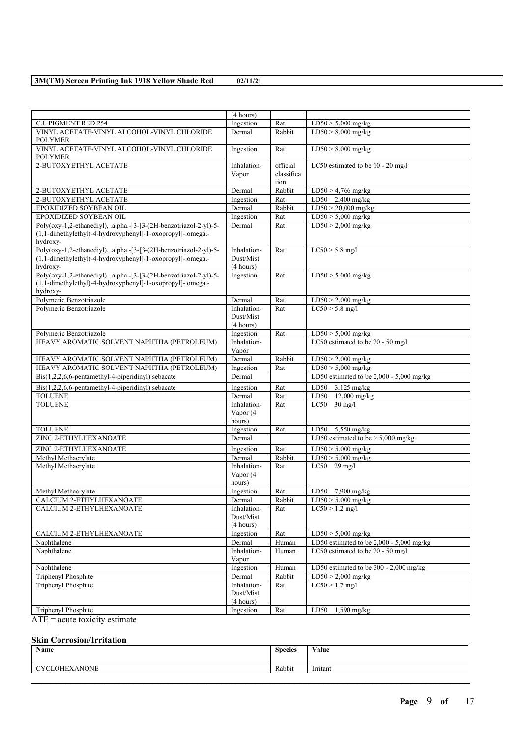| | (4 hours) | | |
|---|---|---|---|
| C.I. PIGMENT RED 254 | Ingestion | Rat | LD50 > 5,000 mg/kg |
| VINYL ACETATE-VINYL ALCOHOL-VINYL CHLORIDE POLYMER | Dermal | Rabbit | LD50 > 8,000 mg/kg |
| VINYL ACETATE-VINYL ALCOHOL-VINYL CHLORIDE POLYMER | Ingestion | Rat | LD50 > 8,000 mg/kg |
| 2-BUTOXYETHYL ACETATE | Inhalation-Vapor | official classification | LC50 estimated to be 10 - 20 mg/l |
| 2-BUTOXYETHYL ACETATE | Dermal | Rabbit | LD50 > 4,766 mg/kg |
| 2-BUTOXYETHYL ACETATE | Ingestion | Rat | LD50 2,400 mg/kg |
| EPOXIDIZED SOYBEAN OIL | Dermal | Rabbit | LD50 > 20,000 mg/kg |
| EPOXIDIZED SOYBEAN OIL | Ingestion | Rat | LD50 > 5,000 mg/kg |
| Poly(oxy-1,2-ethanediyl), .alpha.-[3-[3-(2H-benzotriazol-2-yl)-5-(1,1-dimethylethyl)-4-hydroxyphenyl]-1-oxopropyl]-.omega.-hydroxy- | Dermal | Rat | LD50 > 2,000 mg/kg |
| Poly(oxy-1,2-ethanediyl), .alpha.-[3-[3-(2H-benzotriazol-2-yl)-5-(1,1-dimethylethyl)-4-hydroxyphenyl]-1-oxopropyl]-.omega.-hydroxy- | Inhalation-Dust/Mist (4 hours) | Rat | LC50 > 5.8 mg/l |
| Poly(oxy-1,2-ethanediyl), .alpha.-[3-[3-(2H-benzotriazol-2-yl)-5-(1,1-dimethylethyl)-4-hydroxyphenyl]-1-oxopropyl]-.omega.-hydroxy- | Ingestion | Rat | LD50 > 5,000 mg/kg |
| Polymeric Benzotriazole | Dermal | Rat | LD50 > 2,000 mg/kg |
| Polymeric Benzotriazole | Inhalation-Dust/Mist (4 hours) | Rat | LC50 > 5.8 mg/l |
| Polymeric Benzotriazole | Ingestion | Rat | LD50 > 5,000 mg/kg |
| HEAVY AROMATIC SOLVENT NAPHTHA (PETROLEUM) | Inhalation-Vapor | | LC50 estimated to be 20 - 50 mg/l |
| HEAVY AROMATIC SOLVENT NAPHTHA (PETROLEUM) | Dermal | Rabbit | LD50 > 2,000 mg/kg |
| HEAVY AROMATIC SOLVENT NAPHTHA (PETROLEUM) | Ingestion | Rat | LD50 > 5,000 mg/kg |
| Bis(1,2,2,6,6-pentamethyl-4-piperidinyl) sebacate | Dermal | | LD50 estimated to be 2,000 - 5,000 mg/kg |
| Bis(1,2,2,6,6-pentamethyl-4-piperidinyl) sebacate | Ingestion | Rat | LD50 3,125 mg/kg |
| TOLUENE | Dermal | Rat | LD50 12,000 mg/kg |
| TOLUENE | Inhalation-Vapor (4 hours) | Rat | LC50 30 mg/l |
| TOLUENE | Ingestion | Rat | LD50 5,550 mg/kg |
| ZINC 2-ETHYLHEXANOATE | Dermal | | LD50 estimated to be > 5,000 mg/kg |
| ZINC 2-ETHYLHEXANOATE | Ingestion | Rat | LD50 > 5,000 mg/kg |
| Methyl Methacrylate | Dermal | Rabbit | LD50 > 5,000 mg/kg |
| Methyl Methacrylate | Inhalation-Vapor (4 hours) | Rat | LC50 29 mg/l |
| Methyl Methacrylate | Ingestion | Rat | LD50 7,900 mg/kg |
| CALCIUM 2-ETHYLHEXANOATE | Dermal | Rabbit | LD50 > 5,000 mg/kg |
| CALCIUM 2-ETHYLHEXANOATE | Inhalation-Dust/Mist (4 hours) | Rat | LC50 > 1.2 mg/l |
| CALCIUM 2-ETHYLHEXANOATE | Ingestion | Rat | LD50 > 5,000 mg/kg |
| Naphthalene | Dermal | Human | LD50 estimated to be 2,000 - 5,000 mg/kg |
| Naphthalene | Inhalation-Vapor | Human | LC50 estimated to be 20 - 50 mg/l |
| Naphthalene | Ingestion | Human | LD50 estimated to be 300 - 2,000 mg/kg |
| Triphenyl Phosphite | Dermal | Rabbit | LD50 > 2,000 mg/kg |
| Triphenyl Phosphite | Inhalation-Dust/Mist (4 hours) | Rat | LC50 > 1.7 mg/l |
| Triphenyl Phosphite | Ingestion | Rat | LD50 1,590 mg/kg |

ATE = acute toxicity estimate

### Skin Corrosion/Irritation

| Name | Species | Value |
|---|---|---|
| CYCLOHEXANONE | Rabbit | Irritant |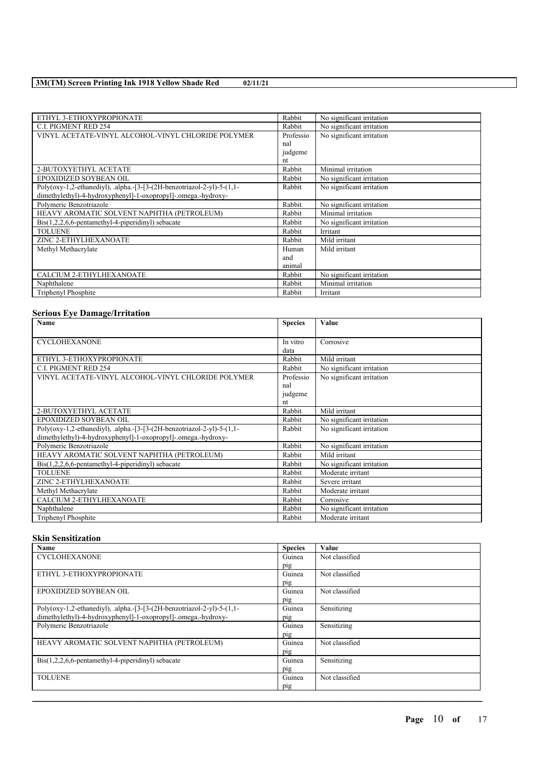| | | |
|---|---|---|
| ETHYL 3-ETHOXYPROPIONATE | Rabbit | No significant irritation |
| C.I. PIGMENT RED 254 | Rabbit | No significant irritation |
| VINYL ACETATE-VINYL ALCOHOL-VINYL CHLORIDE POLYMER | Professional judgement | No significant irritation |
| 2-BUTOXYETHYL ACETATE | Rabbit | Minimal irritation |
| EPOXIDIZED SOYBEAN OIL | Rabbit | No significant irritation |
| Poly(oxy-1,2-ethanediyl), .alpha.-[3-[3-(2H-benzotriazol-2-yl)-5-(1,1-dimethylethyl)-4-hydroxyphenyl]-1-oxopropyl]-.omega.-hydroxy- | Rabbit | No significant irritation |
| Polymeric Benzotriazole | Rabbit | No significant irritation |
| HEAVY AROMATIC SOLVENT NAPHTHA (PETROLEUM) | Rabbit | Minimal irritation |
| Bis(1,2,2,6,6-pentamethyl-4-piperidinyl) sebacate | Rabbit | No significant irritation |
| TOLUENE | Rabbit | Irritant |
| ZINC 2-ETHYLHEXANOATE | Rabbit | Mild irritant |
| Methyl Methacrylate | Human and animal | Mild irritant |
| CALCIUM 2-ETHYLHEXANOATE | Rabbit | No significant irritation |
| Naphthalene | Rabbit | Minimal irritation |
| Triphenyl Phosphite | Rabbit | Irritant |

### Serious Eye Damage/Irritation

| Name | Species | Value |
|---|---|---|
| CYCLOHEXANONE | In vitro data | Corrosive |
| ETHYL 3-ETHOXYPROPIONATE | Rabbit | Mild irritant |
| C.I. PIGMENT RED 254 | Rabbit | No significant irritation |
| VINYL ACETATE-VINYL ALCOHOL-VINYL CHLORIDE POLYMER | Professional judgement | No significant irritation |
| 2-BUTOXYETHYL ACETATE | Rabbit | Mild irritant |
| EPOXIDIZED SOYBEAN OIL | Rabbit | No significant irritation |
| Poly(oxy-1,2-ethanediyl), .alpha.-[3-[3-(2H-benzotriazol-2-yl)-5-(1,1-dimethylethyl)-4-hydroxyphenyl]-1-oxopropyl]-.omega.-hydroxy- | Rabbit | No significant irritation |
| Polymeric Benzotriazole | Rabbit | No significant irritation |
| HEAVY AROMATIC SOLVENT NAPHTHA (PETROLEUM) | Rabbit | Mild irritant |
| Bis(1,2,2,6,6-pentamethyl-4-piperidinyl) sebacate | Rabbit | No significant irritation |
| TOLUENE | Rabbit | Moderate irritant |
| ZINC 2-ETHYLHEXANOATE | Rabbit | Severe irritant |
| Methyl Methacrylate | Rabbit | Moderate irritant |
| CALCIUM 2-ETHYLHEXANOATE | Rabbit | Corrosive |
| Naphthalene | Rabbit | No significant irritation |
| Triphenyl Phosphite | Rabbit | Moderate irritant |

### Skin Sensitization

| Name | Species | Value |
|---|---|---|
| CYCLOHEXANONE | Guinea pig | Not classified |
| ETHYL 3-ETHOXYPROPIONATE | Guinea pig | Not classified |
| EPOXIDIZED SOYBEAN OIL | Guinea pig | Not classified |
| Poly(oxy-1,2-ethanediyl), .alpha.-[3-[3-(2H-benzotriazol-2-yl)-5-(1,1-dimethylethyl)-4-hydroxyphenyl]-1-oxopropyl]-.omega.-hydroxy- | Guinea pig | Sensitizing |
| Polymeric Benzotriazole | Guinea pig | Sensitizing |
| HEAVY AROMATIC SOLVENT NAPHTHA (PETROLEUM) | Guinea pig | Not classified |
| Bis(1,2,2,6,6-pentamethyl-4-piperidinyl) sebacate | Guinea pig | Sensitizing |
| TOLUENE | Guinea pig | Not classified |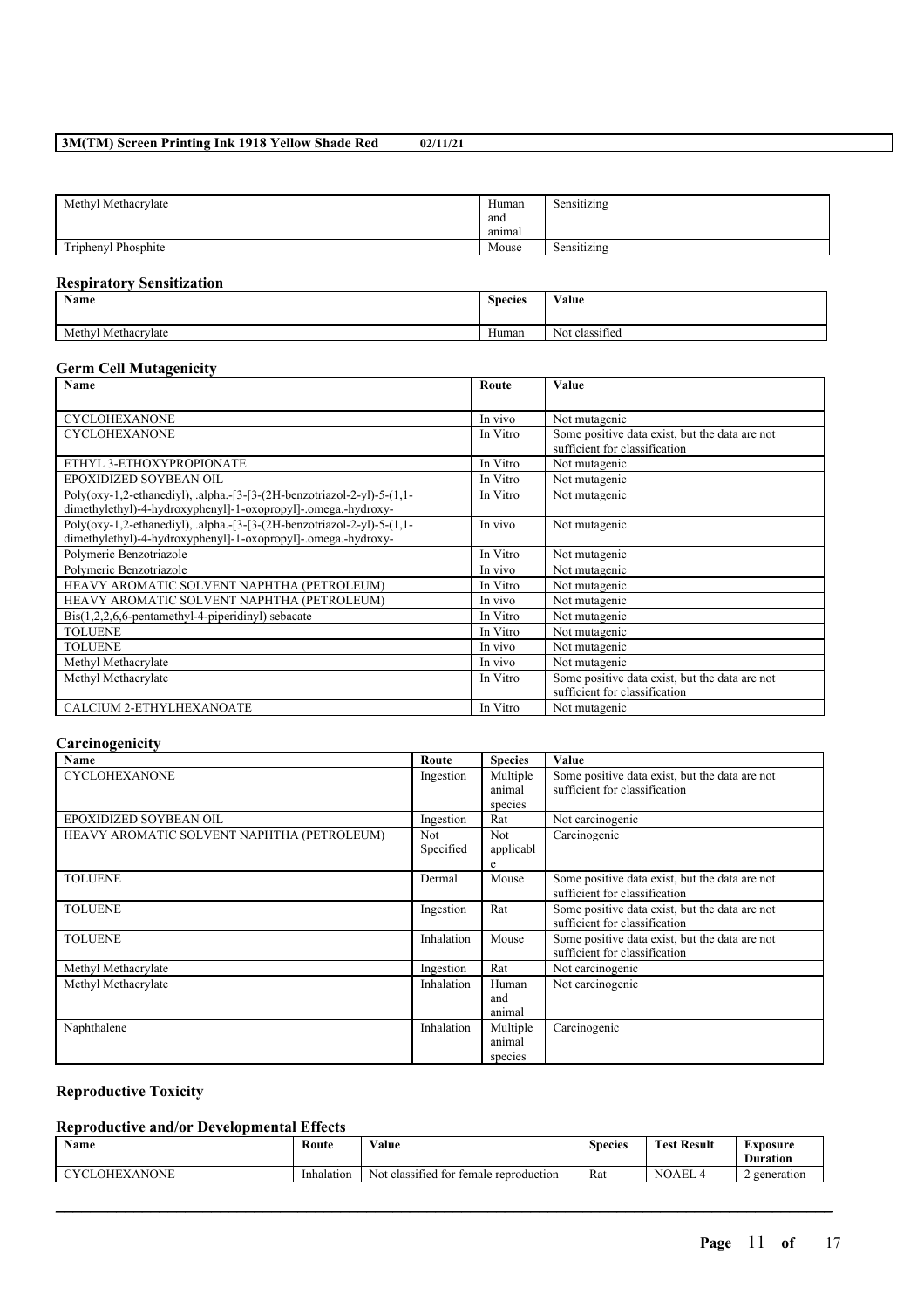| Methyl Methacrylate | Human and animal | Sensitizing |
| --- | --- | --- |
| Triphenyl Phosphite | Mouse | Sensitizing |

## Respiratory Sensitization

| Name | Species | Value |
| --- | --- | --- |
| Methyl Methacrylate | Human | Not classified |

## Germ Cell Mutagenicity

| Name | Route | Value |
| --- | --- | --- |
| CYCLOHEXANONE | In vivo | Not mutagenic |
| CYCLOHEXANONE | In Vitro | Some positive data exist, but the data are not sufficient for classification |
| ETHYL 3-ETHOXYPROPIONATE | In Vitro | Not mutagenic |
| EPOXIDIZED SOYBEAN OIL | In Vitro | Not mutagenic |
| Poly(oxy-1,2-ethanediyl), .alpha.-[3-[3-(2H-benzotriazol-2-yl)-5-(1,1-dimethylethyl)-4-hydroxyphenyl]-1-oxopropyl]-.omega.-hydroxy- | In Vitro | Not mutagenic |
| Poly(oxy-1,2-ethanediyl), .alpha.-[3-[3-(2H-benzotriazol-2-yl)-5-(1,1-dimethylethyl)-4-hydroxyphenyl]-1-oxopropyl]-.omega.-hydroxy- | In vivo | Not mutagenic |
| Polymeric Benzotriazole | In Vitro | Not mutagenic |
| Polymeric Benzotriazole | In vivo | Not mutagenic |
| HEAVY AROMATIC SOLVENT NAPHTHA (PETROLEUM) | In Vitro | Not mutagenic |
| HEAVY AROMATIC SOLVENT NAPHTHA (PETROLEUM) | In vivo | Not mutagenic |
| Bis(1,2,2,6,6-pentamethyl-4-piperidinyl) sebacate | In Vitro | Not mutagenic |
| TOLUENE | In Vitro | Not mutagenic |
| TOLUENE | In vivo | Not mutagenic |
| Methyl Methacrylate | In vivo | Not mutagenic |
| Methyl Methacrylate | In Vitro | Some positive data exist, but the data are not sufficient for classification |
| CALCIUM 2-ETHYLHEXANOATE | In Vitro | Not mutagenic |

## Carcinogenicity

| Name | Route | Species | Value |
| --- | --- | --- | --- |
| CYCLOHEXANONE | Ingestion | Multiple animal species | Some positive data exist, but the data are not sufficient for classification |
| EPOXIDIZED SOYBEAN OIL | Ingestion | Rat | Not carcinogenic |
| HEAVY AROMATIC SOLVENT NAPHTHA (PETROLEUM) | Not Specified | Not applicable | Carcinogenic |
| TOLUENE | Dermal | Mouse | Some positive data exist, but the data are not sufficient for classification |
| TOLUENE | Ingestion | Rat | Some positive data exist, but the data are not sufficient for classification |
| TOLUENE | Inhalation | Mouse | Some positive data exist, but the data are not sufficient for classification |
| Methyl Methacrylate | Ingestion | Rat | Not carcinogenic |
| Methyl Methacrylate | Inhalation | Human and animal | Not carcinogenic |
| Naphthalene | Inhalation | Multiple animal species | Carcinogenic |

## Reproductive Toxicity

## Reproductive and/or Developmental Effects

| Name | Route | Value | Species | Test Result | Exposure Duration |
| --- | --- | --- | --- | --- | --- |
| CYCLOHEXANONE | Inhalation | Not classified for female reproduction | Rat | NOAEL 4 | 2 generation |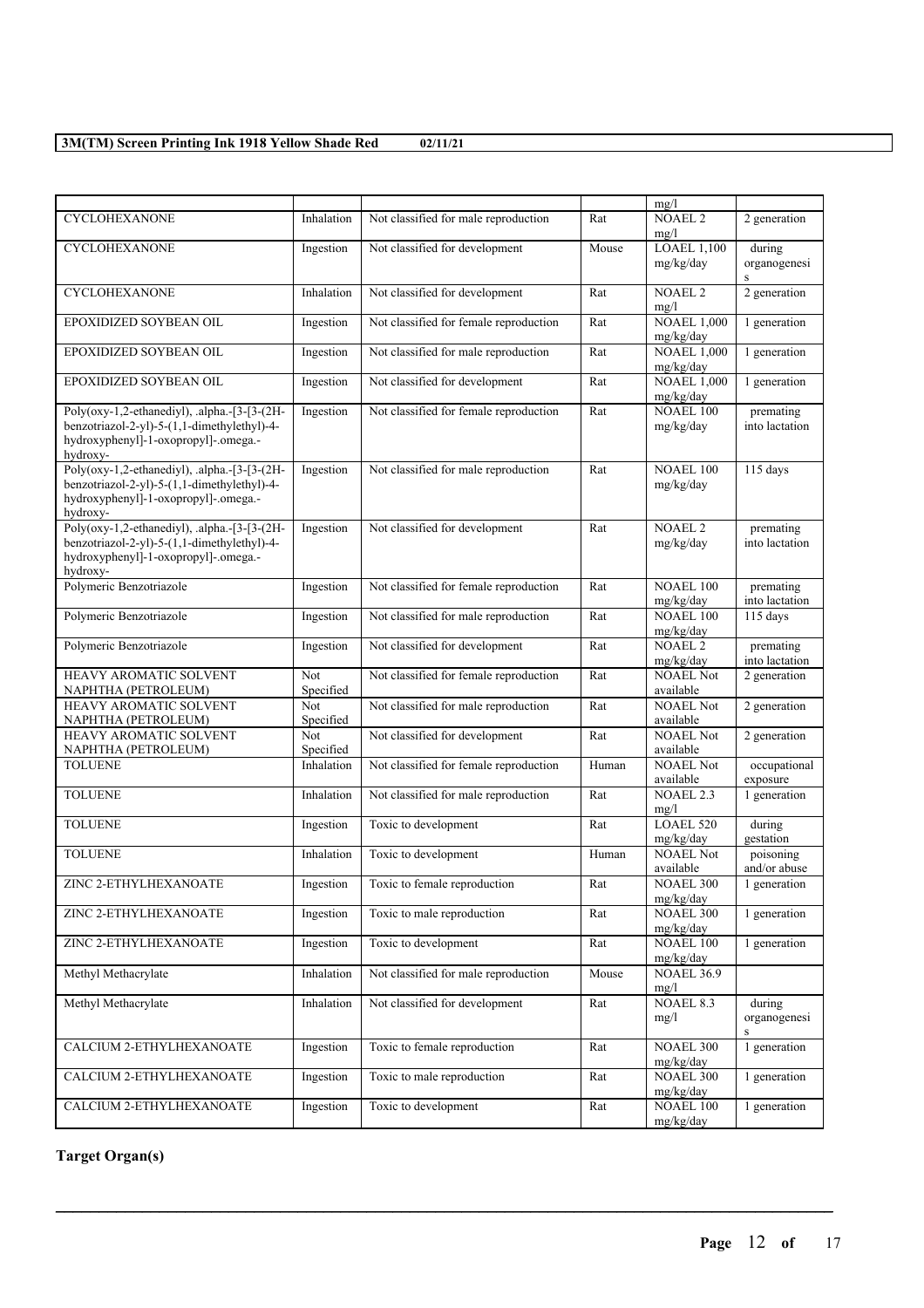| | | | | mg/l | |
|---|---|---|---|---|---|
| CYCLOHEXANONE | Inhalation | Not classified for male reproduction | Rat | NOAEL 2 mg/l | 2 generation |
| CYCLOHEXANONE | Ingestion | Not classified for development | Mouse | LOAEL 1,100 mg/kg/day | during organogenesis |
| CYCLOHEXANONE | Inhalation | Not classified for development | Rat | NOAEL 2 mg/l | 2 generation |
| EPOXIDIZED SOYBEAN OIL | Ingestion | Not classified for female reproduction | Rat | NOAEL 1,000 mg/kg/day | 1 generation |
| EPOXIDIZED SOYBEAN OIL | Ingestion | Not classified for male reproduction | Rat | NOAEL 1,000 mg/kg/day | 1 generation |
| EPOXIDIZED SOYBEAN OIL | Ingestion | Not classified for development | Rat | NOAEL 1,000 mg/kg/day | 1 generation |
| Poly(oxy-1,2-ethanediyl), .alpha.-[3-[3-(2H-benzotriazol-2-yl)-5-(1,1-dimethylethyl)-4-hydroxyphenyl]-1-oxopropyl]-.omega.-hydroxy- | Ingestion | Not classified for female reproduction | Rat | NOAEL 100 mg/kg/day | premating into lactation |
| Poly(oxy-1,2-ethanediyl), .alpha.-[3-[3-(2H-benzotriazol-2-yl)-5-(1,1-dimethylethyl)-4-hydroxyphenyl]-1-oxopropyl]-.omega.-hydroxy- | Ingestion | Not classified for male reproduction | Rat | NOAEL 100 mg/kg/day | 115 days |
| Poly(oxy-1,2-ethanediyl), .alpha.-[3-[3-(2H-benzotriazol-2-yl)-5-(1,1-dimethylethyl)-4-hydroxyphenyl]-1-oxopropyl]-.omega.-hydroxy- | Ingestion | Not classified for development | Rat | NOAEL 2 mg/kg/day | premating into lactation |
| Polymeric Benzotriazole | Ingestion | Not classified for female reproduction | Rat | NOAEL 100 mg/kg/day | premating into lactation |
| Polymeric Benzotriazole | Ingestion | Not classified for male reproduction | Rat | NOAEL 100 mg/kg/day | 115 days |
| Polymeric Benzotriazole | Ingestion | Not classified for development | Rat | NOAEL 2 mg/kg/day | premating into lactation |
| HEAVY AROMATIC SOLVENT NAPHTHA (PETROLEUM) | Not Specified | Not classified for female reproduction | Rat | NOAEL Not available | 2 generation |
| HEAVY AROMATIC SOLVENT NAPHTHA (PETROLEUM) | Not Specified | Not classified for male reproduction | Rat | NOAEL Not available | 2 generation |
| HEAVY AROMATIC SOLVENT NAPHTHA (PETROLEUM) | Not Specified | Not classified for development | Rat | NOAEL Not available | 2 generation |
| TOLUENE | Inhalation | Not classified for female reproduction | Human | NOAEL Not available | occupational exposure |
| TOLUENE | Inhalation | Not classified for male reproduction | Rat | NOAEL 2.3 mg/l | 1 generation |
| TOLUENE | Ingestion | Toxic to development | Rat | LOAEL 520 mg/kg/day | during gestation |
| TOLUENE | Inhalation | Toxic to development | Human | NOAEL Not available | poisoning and/or abuse |
| ZINC 2-ETHYLHEXANOATE | Ingestion | Toxic to female reproduction | Rat | NOAEL 300 mg/kg/day | 1 generation |
| ZINC 2-ETHYLHEXANOATE | Ingestion | Toxic to male reproduction | Rat | NOAEL 300 mg/kg/day | 1 generation |
| ZINC 2-ETHYLHEXANOATE | Ingestion | Toxic to development | Rat | NOAEL 100 mg/kg/day | 1 generation |
| Methyl Methacrylate | Inhalation | Not classified for male reproduction | Mouse | NOAEL 36.9 mg/l | |
| Methyl Methacrylate | Inhalation | Not classified for development | Rat | NOAEL 8.3 mg/l | during organogenesis |
| CALCIUM 2-ETHYLHEXANOATE | Ingestion | Toxic to female reproduction | Rat | NOAEL 300 mg/kg/day | 1 generation |
| CALCIUM 2-ETHYLHEXANOATE | Ingestion | Toxic to male reproduction | Rat | NOAEL 300 mg/kg/day | 1 generation |
| CALCIUM 2-ETHYLHEXANOATE | Ingestion | Toxic to development | Rat | NOAEL 100 mg/kg/day | 1 generation |

**Target Organ(s)**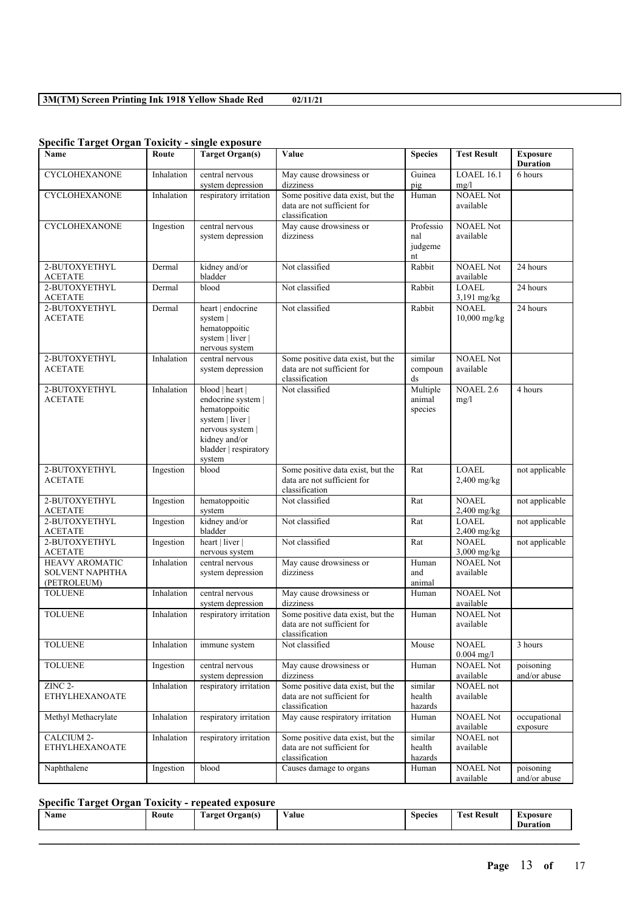#### Specific Target Organ Toxicity - single exposure

| Name | Route | Target Organ(s) | Value | Species | Test Result | Exposure Duration |
|---|---|---|---|---|---|---|
| CYCLOHEXANONE | Inhalation | central nervous system depression | May cause drowsiness or dizziness | Guinea pig | LOAEL 16.1 mg/l | 6 hours |
| CYCLOHEXANONE | Inhalation | respiratory irritation | Some positive data exist, but the data are not sufficient for classification | Human | NOAEL Not available | |
| CYCLOHEXANONE | Ingestion | central nervous system depression | May cause drowsiness or dizziness | Professional judgement | NOAEL Not available | |
| 2-BUTOXYETHYL ACETATE | Dermal | kidney and/or bladder | Not classified | Rabbit | NOAEL Not available | 24 hours |
| 2-BUTOXYETHYL ACETATE | Dermal | blood | Not classified | Rabbit | LOAEL 3,191 mg/kg | 24 hours |
| 2-BUTOXYETHYL ACETATE | Dermal | heart \| endocrine system \| hematoppoitic system \| liver \| nervous system | Not classified | Rabbit | NOAEL 10,000 mg/kg | 24 hours |
| 2-BUTOXYETHYL ACETATE | Inhalation | central nervous system depression | Some positive data exist, but the data are not sufficient for classification | similar compounds | NOAEL Not available | |
| 2-BUTOXYETHYL ACETATE | Inhalation | blood \| heart \| endocrine system \| hematoppoitic system \| liver \| nervous system \| kidney and/or bladder \| respiratory system | Not classified | Multiple animal species | NOAEL 2.6 mg/l | 4 hours |
| 2-BUTOXYETHYL ACETATE | Ingestion | blood | Some positive data exist, but the data are not sufficient for classification | Rat | LOAEL 2,400 mg/kg | not applicable |
| 2-BUTOXYETHYL ACETATE | Ingestion | hematoppoitic system | Not classified | Rat | NOAEL 2,400 mg/kg | not applicable |
| 2-BUTOXYETHYL ACETATE | Ingestion | kidney and/or bladder | Not classified | Rat | LOAEL 2,400 mg/kg | not applicable |
| 2-BUTOXYETHYL ACETATE | Ingestion | heart \| liver \| nervous system | Not classified | Rat | NOAEL 3,000 mg/kg | not applicable |
| HEAVY AROMATIC SOLVENT NAPHTHA (PETROLEUM) | Inhalation | central nervous system depression | May cause drowsiness or dizziness | Human and animal | NOAEL Not available | |
| TOLUENE | Inhalation | central nervous system depression | May cause drowsiness or dizziness | Human | NOAEL Not available | |
| TOLUENE | Inhalation | respiratory irritation | Some positive data exist, but the data are not sufficient for classification | Human | NOAEL Not available | |
| TOLUENE | Inhalation | immune system | Not classified | Mouse | NOAEL 0.004 mg/l | 3 hours |
| TOLUENE | Ingestion | central nervous system depression | May cause drowsiness or dizziness | Human | NOAEL Not available | poisoning and/or abuse |
| ZINC 2-ETHYLHEXANOATE | Inhalation | respiratory irritation | Some positive data exist, but the data are not sufficient for classification | similar health hazards | NOAEL not available | |
| Methyl Methacrylate | Inhalation | respiratory irritation | May cause respiratory irritation | Human | NOAEL Not available | occupational exposure |
| CALCIUM 2-ETHYLHEXANOATE | Inhalation | respiratory irritation | Some positive data exist, but the data are not sufficient for classification | similar health hazards | NOAEL not available | |
| Naphthalene | Ingestion | blood | Causes damage to organs | Human | NOAEL Not available | poisoning and/or abuse |

#### Specific Target Organ Toxicity - repeated exposure

| Name | Route | Target Organ(s) | Value | Species | Test Result | Exposure Duration |
|---|---|---|---|---|---|---|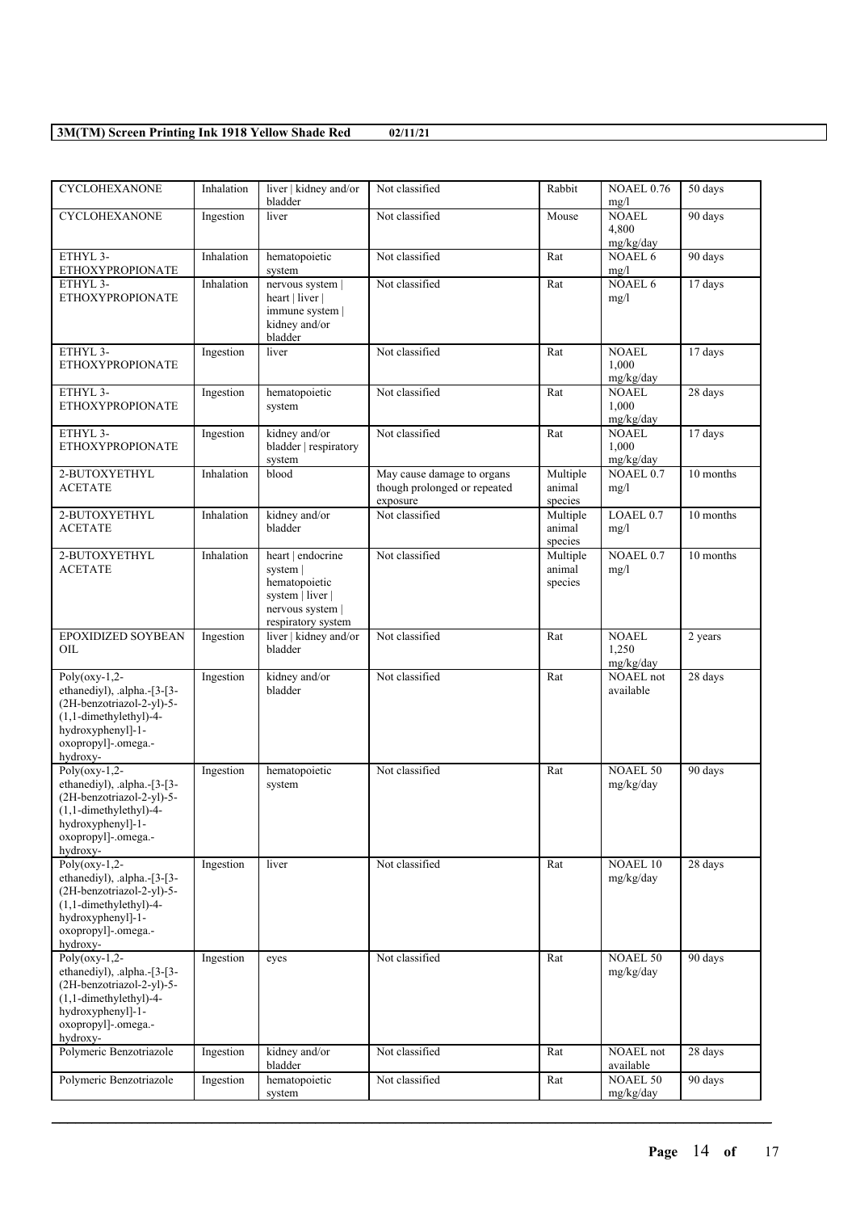| CYCLOHEXANONE | Inhalation | liver \| kidney and/or bladder | Not classified | Rabbit | NOAEL 0.76 mg/l | 50 days |
|---|---|---|---|---|---|---|
| CYCLOHEXANONE | Ingestion | liver | Not classified | Mouse | NOAEL 4,800 mg/kg/day | 90 days |
| ETHYL 3-ETHOXYPROPIONATE | Inhalation | hematopoietic system | Not classified | Rat | NOAEL 6 mg/l | 90 days |
| ETHYL 3-ETHOXYPROPIONATE | Inhalation | nervous system \| heart \| liver \| immune system \| kidney and/or bladder | Not classified | Rat | NOAEL 6 mg/l | 17 days |
| ETHYL 3-ETHOXYPROPIONATE | Ingestion | liver | Not classified | Rat | NOAEL 1,000 mg/kg/day | 17 days |
| ETHYL 3-ETHOXYPROPIONATE | Ingestion | hematopoietic system | Not classified | Rat | NOAEL 1,000 mg/kg/day | 28 days |
| ETHYL 3-ETHOXYPROPIONATE | Ingestion | kidney and/or bladder \| respiratory system | Not classified | Rat | NOAEL 1,000 mg/kg/day | 17 days |
| 2-BUTOXYETHYL ACETATE | Inhalation | blood | May cause damage to organs though prolonged or repeated exposure | Multiple animal species | NOAEL 0.7 mg/l | 10 months |
| 2-BUTOXYETHYL ACETATE | Inhalation | kidney and/or bladder | Not classified | Multiple animal species | LOAEL 0.7 mg/l | 10 months |
| 2-BUTOXYETHYL ACETATE | Inhalation | heart \| endocrine system \| hematopoietic system \| liver \| nervous system \| respiratory system | Not classified | Multiple animal species | NOAEL 0.7 mg/l | 10 months |
| EPOXIDIZED SOYBEAN OIL | Ingestion | liver \| kidney and/or bladder | Not classified | Rat | NOAEL 1,250 mg/kg/day | 2 years |
| Poly(oxy-1,2-ethanediyl), .alpha.-[3-[3-(2H-benzotriazol-2-yl)-5-(1,1-dimethylethyl)-4-hydroxyphenyl]-1-oxopropyl]-.omega.-hydroxy- | Ingestion | kidney and/or bladder | Not classified | Rat | NOAEL not available | 28 days |
| Poly(oxy-1,2-ethanediyl), .alpha.-[3-[3-(2H-benzotriazol-2-yl)-5-(1,1-dimethylethyl)-4-hydroxyphenyl]-1-oxopropyl]-.omega.-hydroxy- | Ingestion | hematopoietic system | Not classified | Rat | NOAEL 50 mg/kg/day | 90 days |
| Poly(oxy-1,2-ethanediyl), .alpha.-[3-[3-(2H-benzotriazol-2-yl)-5-(1,1-dimethylethyl)-4-hydroxyphenyl]-1-oxopropyl]-.omega.-hydroxy- | Ingestion | liver | Not classified | Rat | NOAEL 10 mg/kg/day | 28 days |
| Poly(oxy-1,2-ethanediyl), .alpha.-[3-[3-(2H-benzotriazol-2-yl)-5-(1,1-dimethylethyl)-4-hydroxyphenyl]-1-oxopropyl]-.omega.-hydroxy- | Ingestion | eyes | Not classified | Rat | NOAEL 50 mg/kg/day | 90 days |
| Polymeric Benzotriazole | Ingestion | kidney and/or bladder | Not classified | Rat | NOAEL not available | 28 days |
| Polymeric Benzotriazole | Ingestion | hematopoietic system | Not classified | Rat | NOAEL 50 mg/kg/day | 90 days |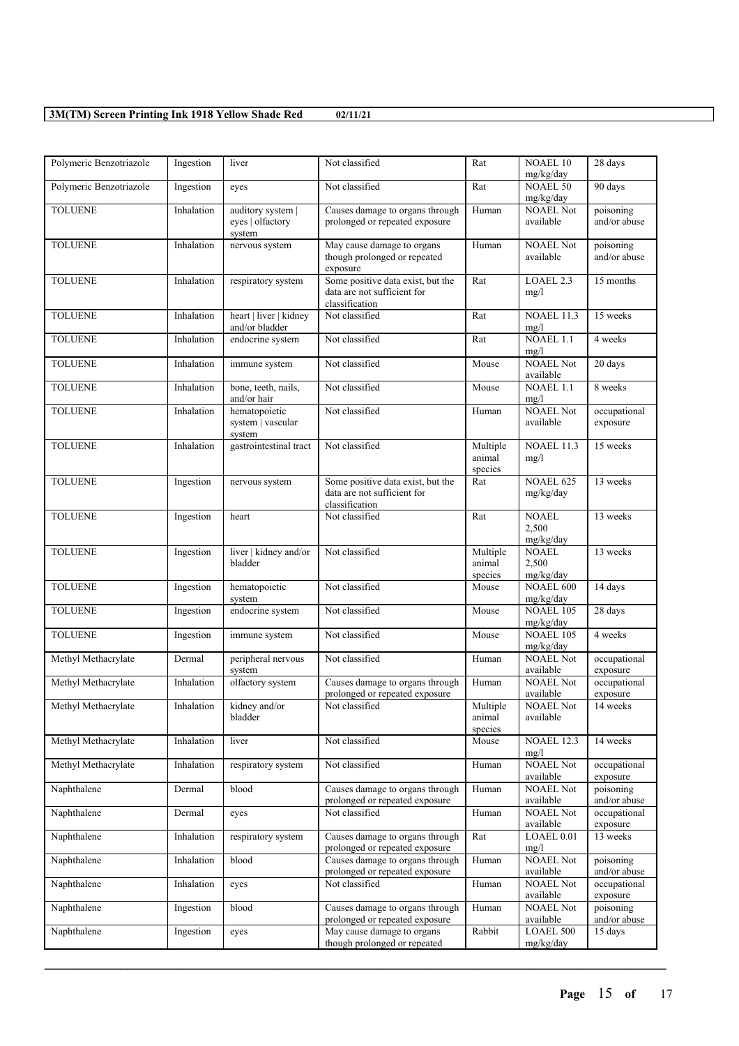| Polymeric Benzotriazole | Ingestion | liver | Not classified | Rat | NOAEL 10 mg/kg/day | 28 days |
|---|---|---|---|---|---|---|
| Polymeric Benzotriazole | Ingestion | eyes | Not classified | Rat | NOAEL 50 mg/kg/day | 90 days |
| TOLUENE | Inhalation | auditory system \| eyes \| olfactory system | Causes damage to organs through prolonged or repeated exposure | Human | NOAEL Not available | poisoning and/or abuse |
| TOLUENE | Inhalation | nervous system | May cause damage to organs though prolonged or repeated exposure | Human | NOAEL Not available | poisoning and/or abuse |
| TOLUENE | Inhalation | respiratory system | Some positive data exist, but the data are not sufficient for classification | Rat | LOAEL 2.3 mg/l | 15 months |
| TOLUENE | Inhalation | heart \| liver \| kidney and/or bladder | Not classified | Rat | NOAEL 11.3 mg/l | 15 weeks |
| TOLUENE | Inhalation | endocrine system | Not classified | Rat | NOAEL 1.1 mg/l | 4 weeks |
| TOLUENE | Inhalation | immune system | Not classified | Mouse | NOAEL Not available | 20 days |
| TOLUENE | Inhalation | bone, teeth, nails, and/or hair | Not classified | Mouse | NOAEL 1.1 mg/l | 8 weeks |
| TOLUENE | Inhalation | hematopoietic system \| vascular system | Not classified | Human | NOAEL Not available | occupational exposure |
| TOLUENE | Inhalation | gastrointestinal tract | Not classified | Multiple animal species | NOAEL 11.3 mg/l | 15 weeks |
| TOLUENE | Ingestion | nervous system | Some positive data exist, but the data are not sufficient for classification | Rat | NOAEL 625 mg/kg/day | 13 weeks |
| TOLUENE | Ingestion | heart | Not classified | Rat | NOAEL 2,500 mg/kg/day | 13 weeks |
| TOLUENE | Ingestion | liver \| kidney and/or bladder | Not classified | Multiple animal species | NOAEL 2,500 mg/kg/day | 13 weeks |
| TOLUENE | Ingestion | hematopoietic system | Not classified | Mouse | NOAEL 600 mg/kg/day | 14 days |
| TOLUENE | Ingestion | endocrine system | Not classified | Mouse | NOAEL 105 mg/kg/day | 28 days |
| TOLUENE | Ingestion | immune system | Not classified | Mouse | NOAEL 105 mg/kg/day | 4 weeks |
| Methyl Methacrylate | Dermal | peripheral nervous system | Not classified | Human | NOAEL Not available | occupational exposure |
| Methyl Methacrylate | Inhalation | olfactory system | Causes damage to organs through prolonged or repeated exposure | Human | NOAEL Not available | occupational exposure |
| Methyl Methacrylate | Inhalation | kidney and/or bladder | Not classified | Multiple animal species | NOAEL Not available | 14 weeks |
| Methyl Methacrylate | Inhalation | liver | Not classified | Mouse | NOAEL 12.3 mg/l | 14 weeks |
| Methyl Methacrylate | Inhalation | respiratory system | Not classified | Human | NOAEL Not available | occupational exposure |
| Naphthalene | Dermal | blood | Causes damage to organs through prolonged or repeated exposure | Human | NOAEL Not available | poisoning and/or abuse |
| Naphthalene | Dermal | eyes | Not classified | Human | NOAEL Not available | occupational exposure |
| Naphthalene | Inhalation | respiratory system | Causes damage to organs through prolonged or repeated exposure | Rat | LOAEL 0.01 mg/l | 13 weeks |
| Naphthalene | Inhalation | blood | Causes damage to organs through prolonged or repeated exposure | Human | NOAEL Not available | poisoning and/or abuse |
| Naphthalene | Inhalation | eyes | Not classified | Human | NOAEL Not available | occupational exposure |
| Naphthalene | Ingestion | blood | Causes damage to organs through prolonged or repeated exposure | Human | NOAEL Not available | poisoning and/or abuse |
| Naphthalene | Ingestion | eyes | May cause damage to organs though prolonged or repeated | Rabbit | LOAEL 500 mg/kg/day | 15 days |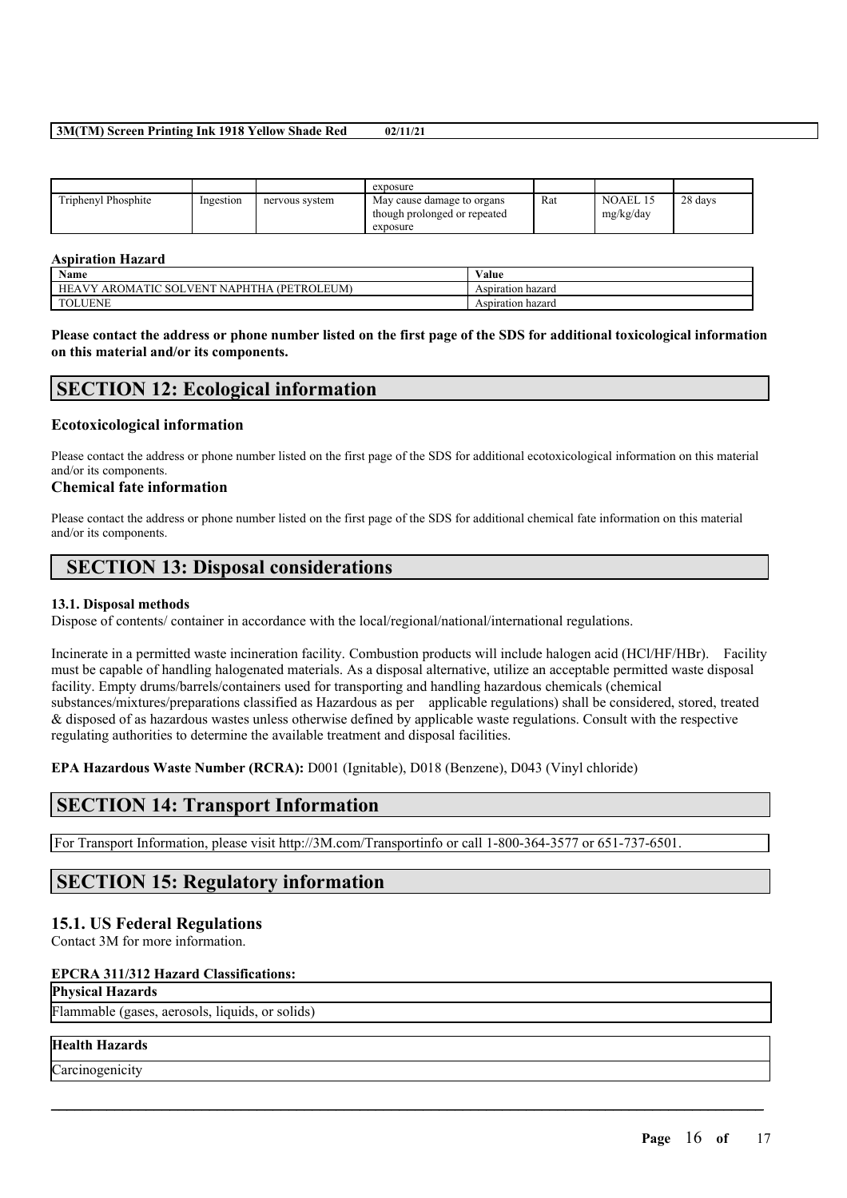| | | | exposure | | | |
|---|---|---|---|---|---|---|
| Triphenyl Phosphite | Ingestion | nervous system | May cause damage to organs though prolonged or repeated exposure | Rat | NOAEL 15 mg/kg/day | 28 days |

**Aspiration Hazard**

| Name | Value |
|---|---|
| HEAVY AROMATIC SOLVENT NAPHTHA (PETROLEUM) | Aspiration hazard |
| TOLUENE | Aspiration hazard |

**Please contact the address or phone number listed on the first page of the SDS for additional toxicological information on this material and/or its components.**

## SECTION 12: Ecological information

### Ecotoxicological information

Please contact the address or phone number listed on the first page of the SDS for additional ecotoxicological information on this material and/or its components.

### Chemical fate information

Please contact the address or phone number listed on the first page of the SDS for additional chemical fate information on this material and/or its components.

## SECTION 13: Disposal considerations

#### 13.1. Disposal methods

Dispose of contents/ container in accordance with the local/regional/national/international regulations.

Incinerate in a permitted waste incineration facility. Combustion products will include halogen acid (HCl/HF/HBr). Facility must be capable of handling halogenated materials. As a disposal alternative, utilize an acceptable permitted waste disposal facility. Empty drums/barrels/containers used for transporting and handling hazardous chemicals (chemical substances/mixtures/preparations classified as Hazardous as per applicable regulations) shall be considered, stored, treated & disposed of as hazardous wastes unless otherwise defined by applicable waste regulations. Consult with the respective regulating authorities to determine the available treatment and disposal facilities.

**EPA Hazardous Waste Number (RCRA):** D001 (Ignitable), D018 (Benzene), D043 (Vinyl chloride)

## SECTION 14: Transport Information

For Transport Information, please visit http://3M.com/Transportinfo or call 1-800-364-3577 or 651-737-6501.

## SECTION 15: Regulatory information

### 15.1. US Federal Regulations

Contact 3M for more information.

**EPCRA 311/312 Hazard Classifications:**

| Physical Hazards |
|---|
| Flammable (gases, aerosols, liquids, or solids) |

| Health Hazards |
|---|
| Carcinogenicity |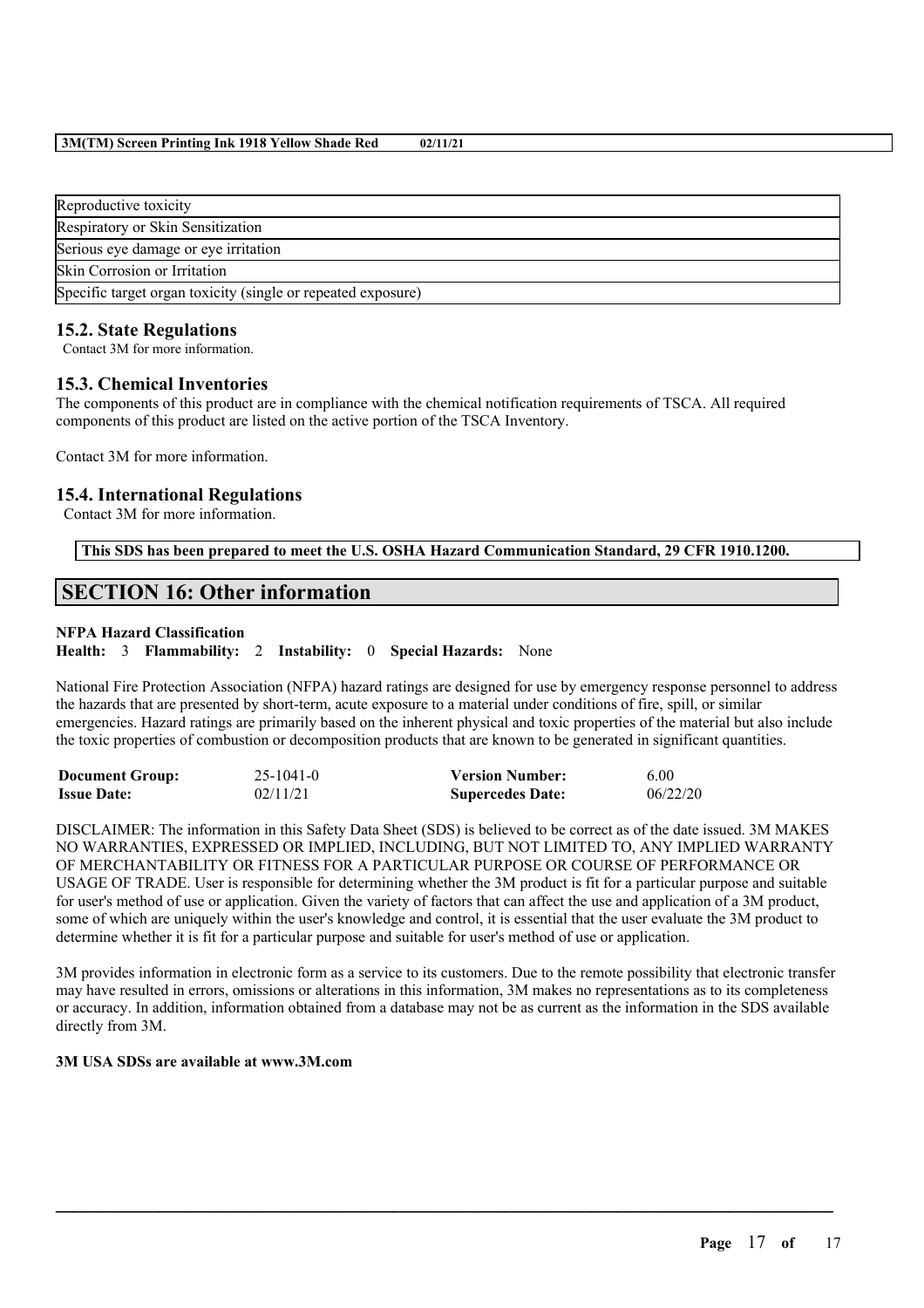| |
|---|
| Reproductive toxicity |
| Respiratory or Skin Sensitization |
| Serious eye damage or eye irritation |
| Skin Corrosion or Irritation |
| Specific target organ toxicity (single or repeated exposure) |

### 15.2. State Regulations

Contact 3M for more information.

### 15.3. Chemical Inventories

The components of this product are in compliance with the chemical notification requirements of TSCA. All required components of this product are listed on the active portion of the TSCA Inventory.

Contact 3M for more information.

### 15.4. International Regulations

Contact 3M for more information.

**This SDS has been prepared to meet the U.S. OSHA Hazard Communication Standard, 29 CFR 1910.1200.**

## SECTION 16: Other information

**NFPA Hazard Classification**

**Health:** 3 **Flammability:** 2 **Instability:** 0 **Special Hazards:** None

National Fire Protection Association (NFPA) hazard ratings are designed for use by emergency response personnel to address the hazards that are presented by short-term, acute exposure to a material under conditions of fire, spill, or similar emergencies. Hazard ratings are primarily based on the inherent physical and toxic properties of the material but also include the toxic properties of combustion or decomposition products that are known to be generated in significant quantities.

| | | | |
|---|---|---|---|
| **Document Group:** | 25-1041-0 | **Version Number:** | 6.00 |
| **Issue Date:** | 02/11/21 | **Supercedes Date:** | 06/22/20 |

DISCLAIMER: The information in this Safety Data Sheet (SDS) is believed to be correct as of the date issued. 3M MAKES NO WARRANTIES, EXPRESSED OR IMPLIED, INCLUDING, BUT NOT LIMITED TO, ANY IMPLIED WARRANTY OF MERCHANTABILITY OR FITNESS FOR A PARTICULAR PURPOSE OR COURSE OF PERFORMANCE OR USAGE OF TRADE. User is responsible for determining whether the 3M product is fit for a particular purpose and suitable for user's method of use or application. Given the variety of factors that can affect the use and application of a 3M product, some of which are uniquely within the user's knowledge and control, it is essential that the user evaluate the 3M product to determine whether it is fit for a particular purpose and suitable for user's method of use or application.

3M provides information in electronic form as a service to its customers. Due to the remote possibility that electronic transfer may have resulted in errors, omissions or alterations in this information, 3M makes no representations as to its completeness or accuracy. In addition, information obtained from a database may not be as current as the information in the SDS available directly from 3M.

**3M USA SDSs are available at www.3M.com**